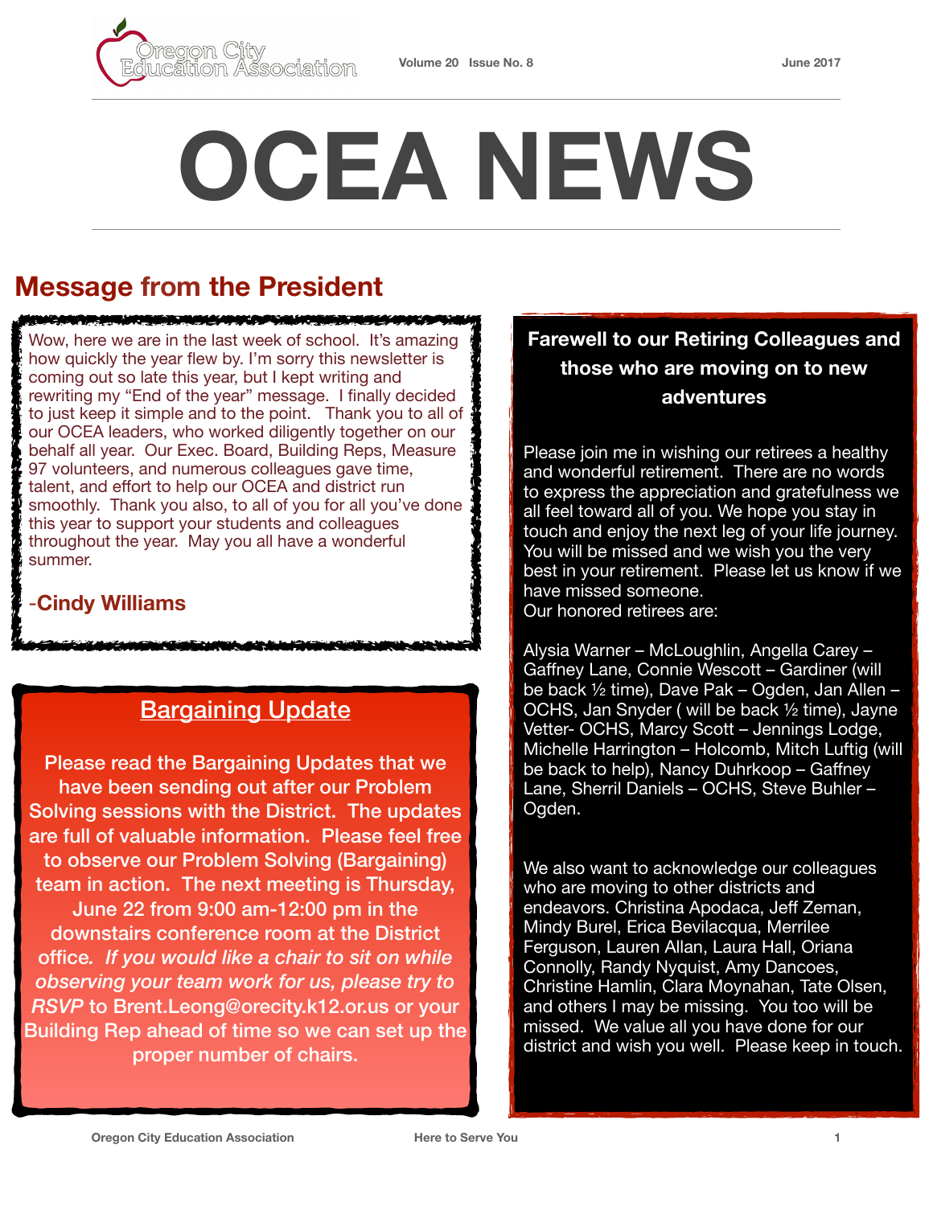# OCEA NEWS

## Message from the President

Wow, here we are in the last week of school. It's amazing how quickly the year flew by. I'm sorry this newsletter is coming out so late this year, but I kept writing and rewriting my "End of the year" message. I finally decided to just keep it simple and to the point. Thank you to all of our OCEA leaders, who worked diligently together on our behalf all year. Our Exec. Board, Building Reps, Measure 97 volunteers, and numerous colleagues gave time, talent, and effort to help our OCEA and district run smoothly. Thank you also, to all of you for all you've done this year to support your students and colleagues throughout the year. May you all have a wonderful summer.

-**Cindy Williams**

## Bargaining Update

**Please read the Bargaining Updates that we have been sending out after our Problem Solving sessions with the District. The updates are full of valuable information. Please feel free to observe our Problem Solving (Bargaining) team in action. The next meeting is Thursday, June 22 from 9:00 am-12:00 pm in the downstairs conference room at the District office.** ***If you would like a chair to sit on while observing your team work for us, please try to RSVP*** **to Brent.Leong@orecity.k12.or.us or your Building Rep ahead of time so we can set up the proper number of chairs.**

## Farewell to our Retiring Colleagues and those who are moving on to new adventures

Please join me in wishing our retirees a healthy and wonderful retirement. There are no words to express the appreciation and gratefulness we all feel toward all of you. We hope you stay in touch and enjoy the next leg of your life journey. You will be missed and we wish you the very best in your retirement. Please let us know if we have missed someone.
Our honored retirees are:

Alysia Warner – McLoughlin, Angella Carey – Gaffney Lane, Connie Wescott – Gardiner (will be back ½ time), Dave Pak – Ogden, Jan Allen – OCHS, Jan Snyder ( will be back ½ time), Jayne Vetter- OCHS, Marcy Scott – Jennings Lodge, Michelle Harrington – Holcomb, Mitch Luftig (will be back to help), Nancy Duhrkoop – Gaffney Lane, Sherril Daniels – OCHS, Steve Buhler – Ogden.

We also want to acknowledge our colleagues who are moving to other districts and endeavors. Christina Apodaca, Jeff Zeman, Mindy Burel, Erica Bevilacqua, Merrilee Ferguson, Lauren Allan, Laura Hall, Oriana Connolly, Randy Nyquist, Amy Dancoes, Christine Hamlin, Clara Moynahan, Tate Olsen, and others I may be missing. You too will be missed. We value all you have done for our district and wish you well. Please keep in touch.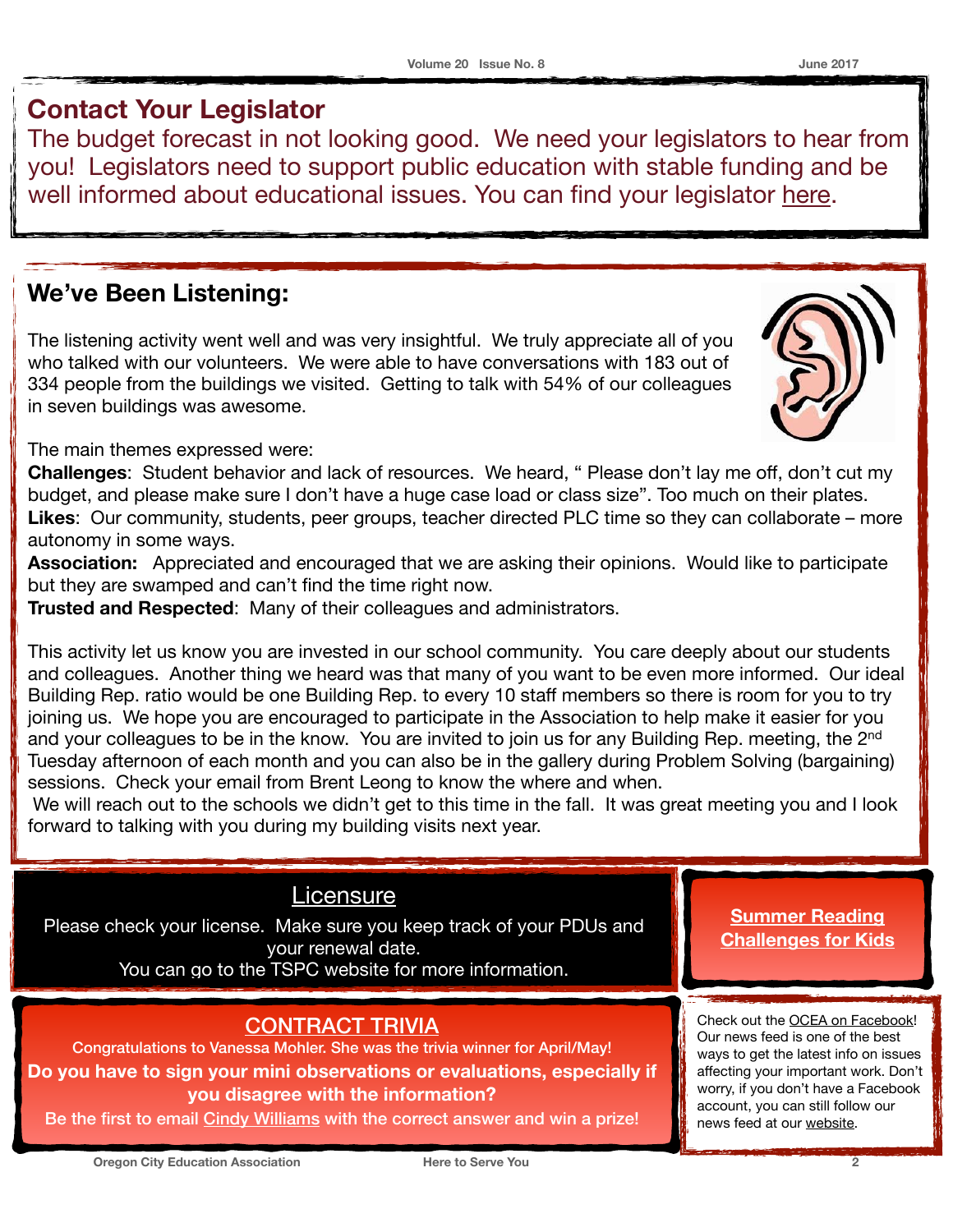## Contact Your Legislator

The budget forecast in not looking good. We need your legislators to hear from you! Legislators need to support public education with stable funding and be well informed about educational issues. You can find your legislator here.

## We've Been Listening:

The listening activity went well and was very insightful. We truly appreciate all of you who talked with our volunteers. We were able to have conversations with 183 out of 334 people from the buildings we visited. Getting to talk with 54% of our colleagues in seven buildings was awesome.

The main themes expressed were:

**Challenges**: Student behavior and lack of resources. We heard, " Please don't lay me off, don't cut my budget, and please make sure I don't have a huge case load or class size". Too much on their plates.

**Likes**: Our community, students, peer groups, teacher directed PLC time so they can collaborate – more autonomy in some ways.

**Association:** Appreciated and encouraged that we are asking their opinions. Would like to participate but they are swamped and can't find the time right now.

**Trusted and Respected**: Many of their colleagues and administrators.

This activity let us know you are invested in our school community. You care deeply about our students and colleagues. Another thing we heard was that many of you want to be even more informed. Our ideal Building Rep. ratio would be one Building Rep. to every 10 staff members so there is room for you to try joining us. We hope you are encouraged to participate in the Association to help make it easier for you and your colleagues to be in the know. You are invited to join us for any Building Rep. meeting, the 2nd Tuesday afternoon of each month and you can also be in the gallery during Problem Solving (bargaining) sessions. Check your email from Brent Leong to know the where and when.

We will reach out to the schools we didn't get to this time in the fall. It was great meeting you and I look forward to talking with you during my building visits next year.

## Licensure

Please check your license. Make sure you keep track of your PDUs and your renewal date.
You can go to the TSPC website for more information.

**Summer Reading Challenges for Kids**

## CONTRACT TRIVIA

Congratulations to Vanessa Mohler. She was the trivia winner for April/May!

**Do you have to sign your mini observations or evaluations, especially if you disagree with the information?**

Be the first to email Cindy Williams with the correct answer and win a prize!

Check out the OCEA on Facebook! Our news feed is one of the best ways to get the latest info on issues affecting your important work. Don't worry, if you don't have a Facebook account, you can still follow our news feed at our website.